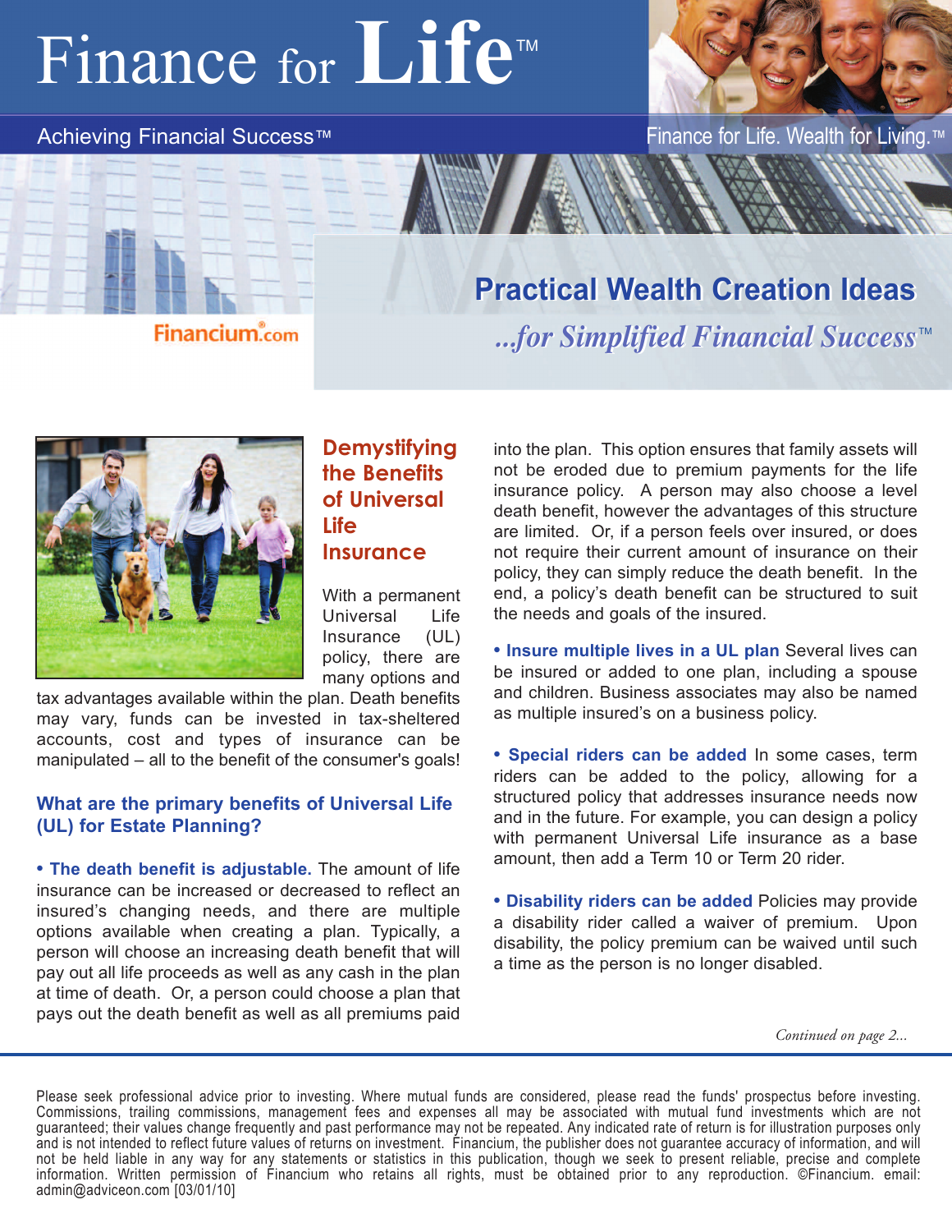# Finance for Life™

Achieving Financial Success™

Finance for Life. Wealth for Living.™

Financium.com

## Practical Wealth Creation Ideas

*...for Simplified Financial Success™*

## Demystifying the Benefits of Universal Life Insurance

With a permanent Universal Life Insurance (UL) policy, there are many options and tax advantages available within the plan. Death benefits may vary, funds can be invested in tax-sheltered accounts, cost and types of insurance can be manipulated – all to the benefit of the consumer's goals!

### What are the primary benefits of Universal Life (UL) for Estate Planning?

**• The death benefit is adjustable.** The amount of life insurance can be increased or decreased to reflect an insured's changing needs, and there are multiple options available when creating a plan. Typically, a person will choose an increasing death benefit that will pay out all life proceeds as well as any cash in the plan at time of death. Or, a person could choose a plan that pays out the death benefit as well as all premiums paid into the plan. This option ensures that family assets will not be eroded due to premium payments for the life insurance policy. A person may also choose a level death benefit, however the advantages of this structure are limited. Or, if a person feels over insured, or does not require their current amount of insurance on their policy, they can simply reduce the death benefit. In the end, a policy's death benefit can be structured to suit the needs and goals of the insured.

**• Insure multiple lives in a UL plan** Several lives can be insured or added to one plan, including a spouse and children. Business associates may also be named as multiple insured's on a business policy.

**• Special riders can be added** In some cases, term riders can be added to the policy, allowing for a structured policy that addresses insurance needs now and in the future. For example, you can design a policy with permanent Universal Life insurance as a base amount, then add a Term 10 or Term 20 rider.

**• Disability riders can be added** Policies may provide a disability rider called a waiver of premium. Upon disability, the policy premium can be waived until such a time as the person is no longer disabled.

*Continued on page 2...*

Please seek professional advice prior to investing. Where mutual funds are considered, please read the funds' prospectus before investing. Commissions, trailing commissions, management fees and expenses all may be associated with mutual fund investments which are not guaranteed; their values change frequently and past performance may not be repeated. Any indicated rate of return is for illustration purposes only and is not intended to reflect future values of returns on investment. Financium, the publisher does not guarantee accuracy of information, and will not be held liable in any way for any statements or statistics in this publication, though we seek to present reliable, precise and complete information. Written permission of Financium who retains all rights, must be obtained prior to any reproduction. ©Financium. email: admin@adviceon.com [03/01/10]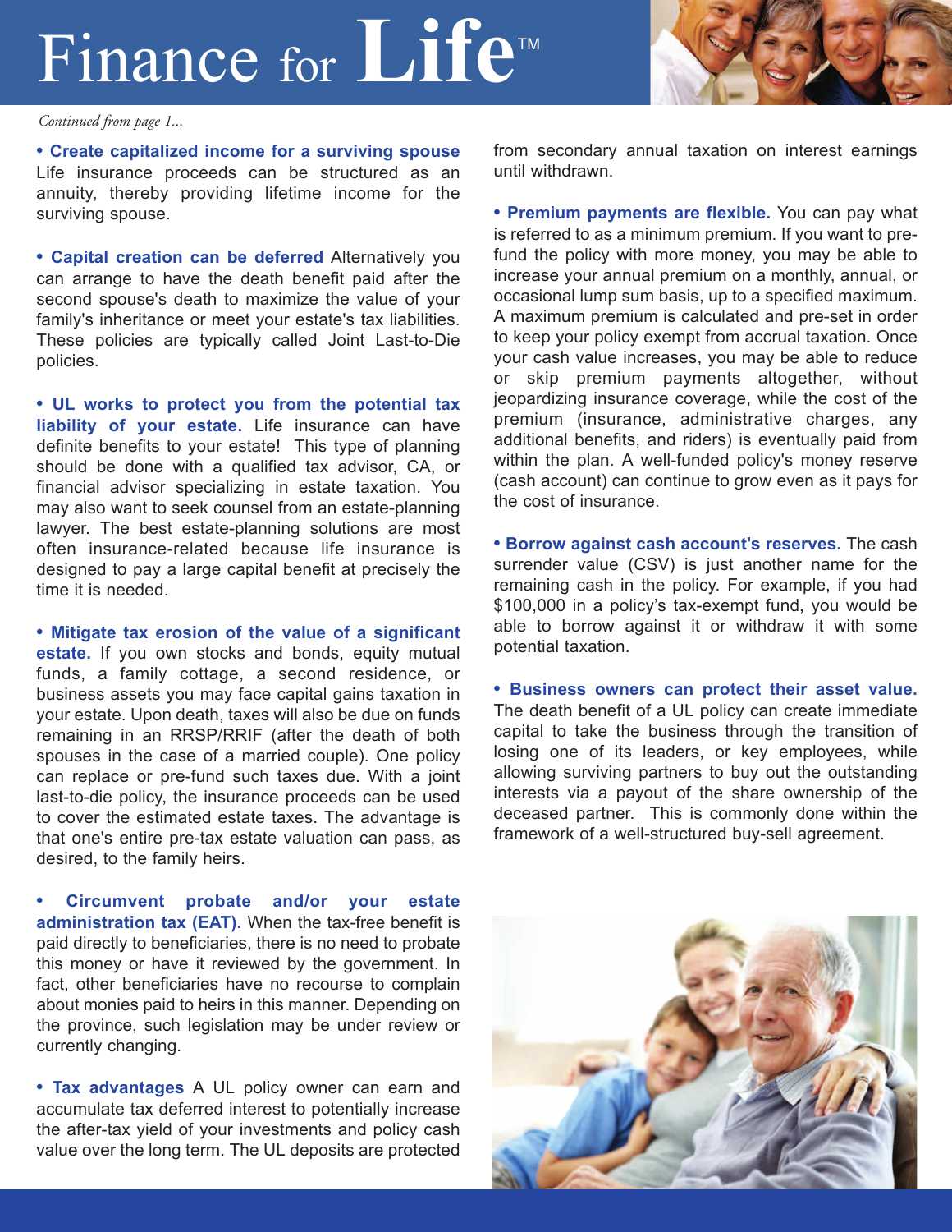# Finance for Life™

*Continued from page 1...*

- **Create capitalized income for a surviving spouse** Life insurance proceeds can be structured as an annuity, thereby providing lifetime income for the surviving spouse.

- **Capital creation can be deferred** Alternatively you can arrange to have the death benefit paid after the second spouse's death to maximize the value of your family's inheritance or meet your estate's tax liabilities. These policies are typically called Joint Last-to-Die policies.

- **UL works to protect you from the potential tax liability of your estate.** Life insurance can have definite benefits to your estate! This type of planning should be done with a qualified tax advisor, CA, or financial advisor specializing in estate taxation. You may also want to seek counsel from an estate-planning lawyer. The best estate-planning solutions are most often insurance-related because life insurance is designed to pay a large capital benefit at precisely the time it is needed.

- **Mitigate tax erosion of the value of a significant estate.** If you own stocks and bonds, equity mutual funds, a family cottage, a second residence, or business assets you may face capital gains taxation in your estate. Upon death, taxes will also be due on funds remaining in an RRSP/RRIF (after the death of both spouses in the case of a married couple). One policy can replace or pre-fund such taxes due. With a joint last-to-die policy, the insurance proceeds can be used to cover the estimated estate taxes. The advantage is that one's entire pre-tax estate valuation can pass, as desired, to the family heirs.

- **Circumvent probate and/or your estate administration tax (EAT).** When the tax-free benefit is paid directly to beneficiaries, there is no need to probate this money or have it reviewed by the government. In fact, other beneficiaries have no recourse to complain about monies paid to heirs in this manner. Depending on the province, such legislation may be under review or currently changing.

- **Tax advantages** A UL policy owner can earn and accumulate tax deferred interest to potentially increase the after-tax yield of your investments and policy cash value over the long term. The UL deposits are protected from secondary annual taxation on interest earnings until withdrawn.

- **Premium payments are flexible.** You can pay what is referred to as a minimum premium. If you want to pre-fund the policy with more money, you may be able to increase your annual premium on a monthly, annual, or occasional lump sum basis, up to a specified maximum. A maximum premium is calculated and pre-set in order to keep your policy exempt from accrual taxation. Once your cash value increases, you may be able to reduce or skip premium payments altogether, without jeopardizing insurance coverage, while the cost of the premium (insurance, administrative charges, any additional benefits, and riders) is eventually paid from within the plan. A well-funded policy's money reserve (cash account) can continue to grow even as it pays for the cost of insurance.

- **Borrow against cash account's reserves.** The cash surrender value (CSV) is just another name for the remaining cash in the policy. For example, if you had $100,000 in a policy's tax-exempt fund, you would be able to borrow against it or withdraw it with some potential taxation.

- **Business owners can protect their asset value.** The death benefit of a UL policy can create immediate capital to take the business through the transition of losing one of its leaders, or key employees, while allowing surviving partners to buy out the outstanding interests via a payout of the share ownership of the deceased partner. This is commonly done within the framework of a well-structured buy-sell agreement.